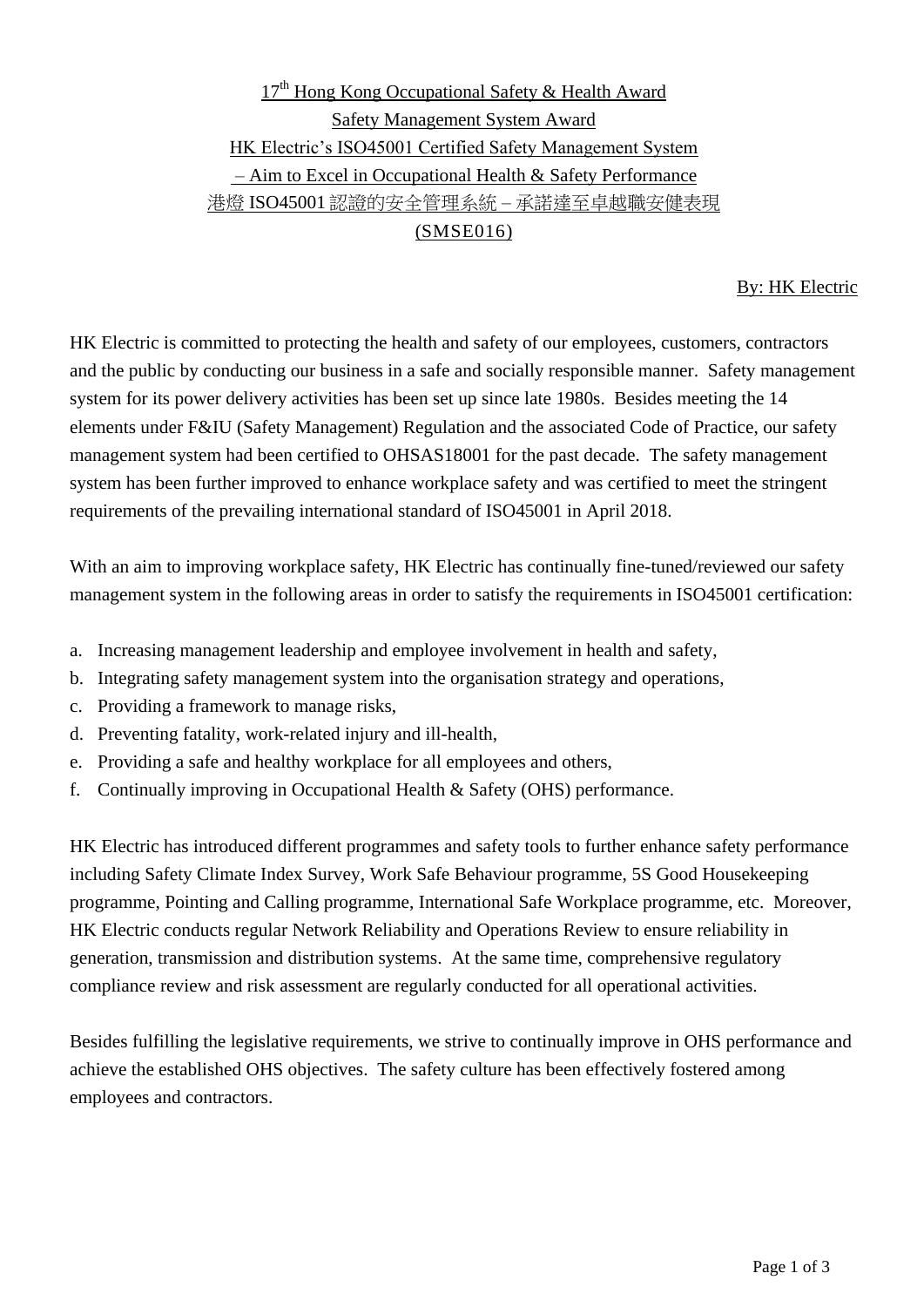# 17th Hong Kong Occupational Safety & Health Award

## Safety Management System Award

## HK Electric's ISO45001 Certified Safety Management System – Aim to Excel in Occupational Health & Safety Performance

## 港燈 ISO45001 認證的安全管理系統 – 承諾達至卓越職安健表現

## (SMSE016)

By: HK Electric

HK Electric is committed to protecting the health and safety of our employees, customers, contractors and the public by conducting our business in a safe and socially responsible manner. Safety management system for its power delivery activities has been set up since late 1980s. Besides meeting the 14 elements under F&IU (Safety Management) Regulation and the associated Code of Practice, our safety management system had been certified to OHSAS18001 for the past decade. The safety management system has been further improved to enhance workplace safety and was certified to meet the stringent requirements of the prevailing international standard of ISO45001 in April 2018.

With an aim to improving workplace safety, HK Electric has continually fine-tuned/reviewed our safety management system in the following areas in order to satisfy the requirements in ISO45001 certification:

a. Increasing management leadership and employee involvement in health and safety,
b. Integrating safety management system into the organisation strategy and operations,
c. Providing a framework to manage risks,
d. Preventing fatality, work-related injury and ill-health,
e. Providing a safe and healthy workplace for all employees and others,
f. Continually improving in Occupational Health & Safety (OHS) performance.

HK Electric has introduced different programmes and safety tools to further enhance safety performance including Safety Climate Index Survey, Work Safe Behaviour programme, 5S Good Housekeeping programme, Pointing and Calling programme, International Safe Workplace programme, etc. Moreover, HK Electric conducts regular Network Reliability and Operations Review to ensure reliability in generation, transmission and distribution systems. At the same time, comprehensive regulatory compliance review and risk assessment are regularly conducted for all operational activities.

Besides fulfilling the legislative requirements, we strive to continually improve in OHS performance and achieve the established OHS objectives. The safety culture has been effectively fostered among employees and contractors.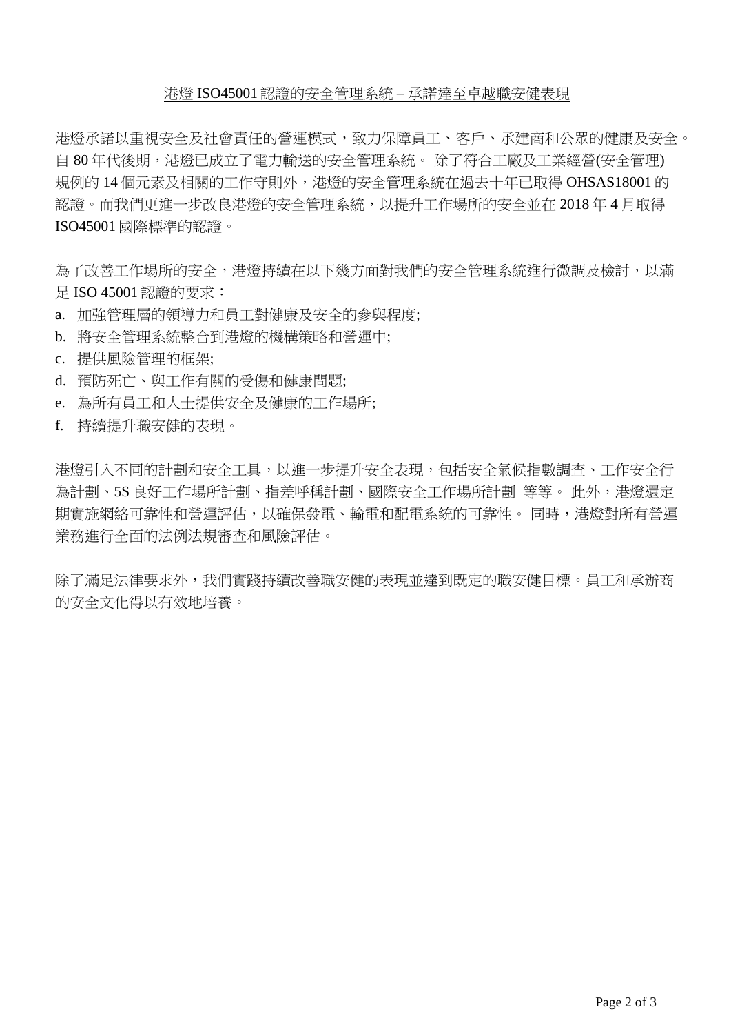## 港燈 ISO45001 認證的安全管理系統 – 承諾達至卓越職安健表現

港燈承諾以重視安全及社會責任的營運模式，致力保障員工、客戶、承建商和公眾的健康及安全。自 80 年代後期，港燈已成立了電力輸送的安全管理系統。 除了符合工廠及工業經營(安全管理)規例的 14 個元素及相關的工作守則外，港燈的安全管理系統在過去十年已取得 OHSAS18001 的認證。而我們更進一步改良港燈的安全管理系統，以提升工作場所的安全並在 2018 年 4 月取得 ISO45001 國際標準的認證。

為了改善工作場所的安全，港燈持續在以下幾方面對我們的安全管理系統進行微調及檢討，以滿足 ISO 45001 認證的要求：

a. 加強管理層的領導力和員工對健康及安全的參與程度;
b. 將安全管理系統整合到港燈的機構策略和營運中;
c. 提供風險管理的框架;
d. 預防死亡、與工作有關的受傷和健康問題;
e. 為所有員工和人士提供安全及健康的工作場所;
f. 持續提升職安健的表現。

港燈引入不同的計劃和安全工具，以進一步提升安全表現，包括安全氣候指數調查、工作安全行為計劃、5S 良好工作場所計劃、指差呼稱計劃、國際安全工作場所計劃 等等。 此外，港燈還定期實施網絡可靠性和營運評估，以確保發電、輸電和配電系統的可靠性。 同時，港燈對所有營運業務進行全面的法例法規審查和風險評估。

除了滿足法律要求外，我們實踐持續改善職安健的表現並達到既定的職安健目標。員工和承辦商的安全文化得以有效地培養。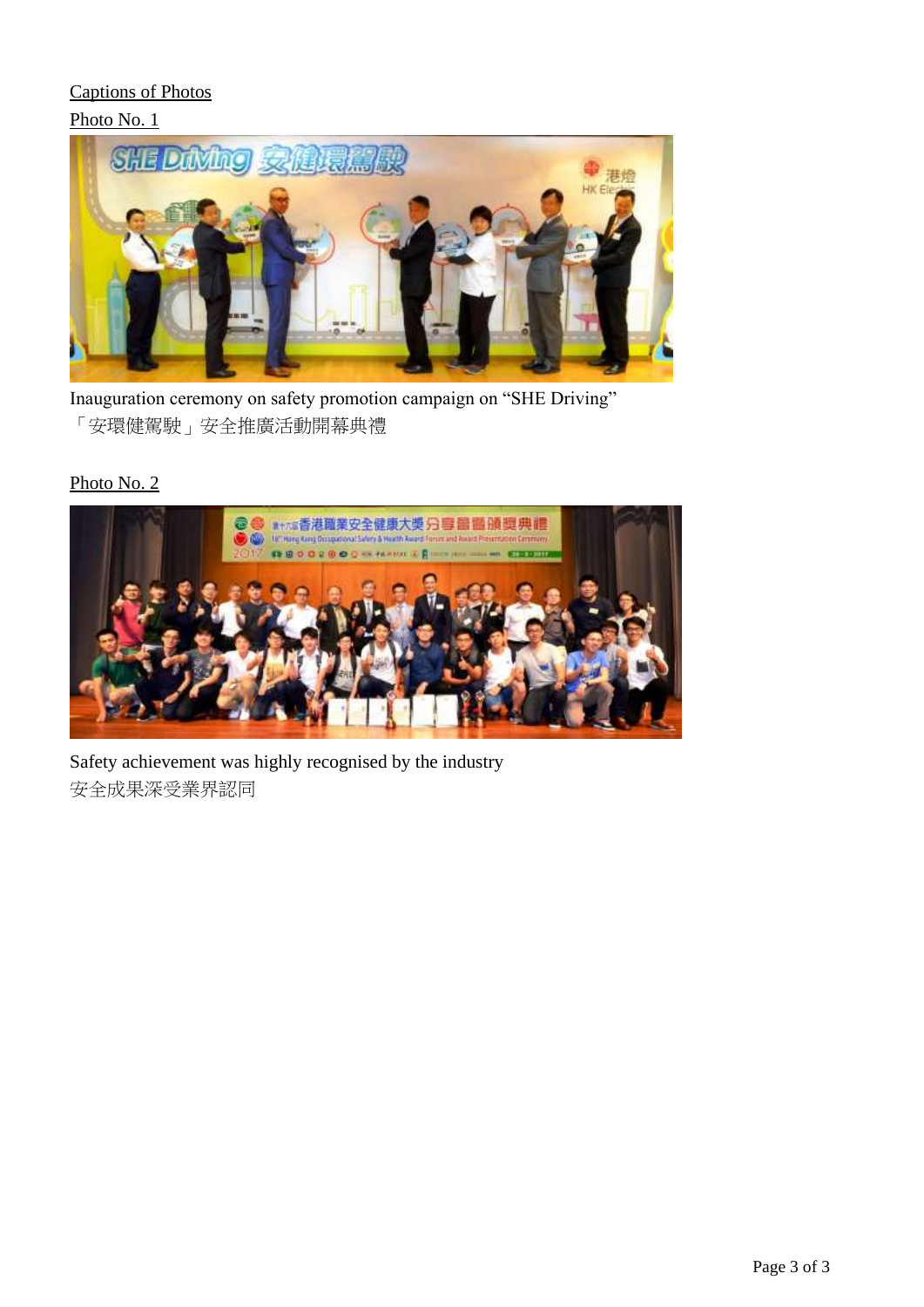Captions of Photos

Photo No. 1

Inauguration ceremony on safety promotion campaign on “SHE Driving”

「安環健駕駛」安全推廣活動開幕典禮

Photo No. 2

Safety achievement was highly recognised by the industry

安全成果深受業界認同